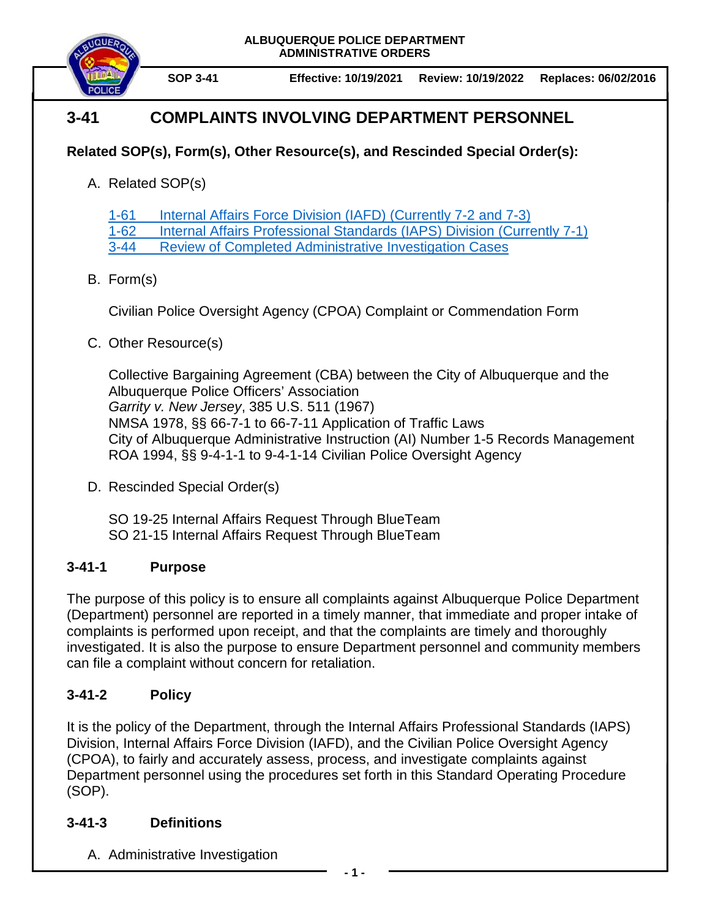**ALBUQUERQUE POLICE DEPARTMENT**
**ADMINISTRATIVE ORDERS**

| SOP 3-41 | Effective: 10/19/2021 | Review: 10/19/2022 | Replaces: 06/02/2016 |
|---|---|---|---|

# 3-41 COMPLAINTS INVOLVING DEPARTMENT PERSONNEL

**Related SOP(s), Form(s), Other Resource(s), and Rescinded Special Order(s):**

A. Related SOP(s)

1-61 Internal Affairs Force Division (IAFD) (Currently 7-2 and 7-3)
1-62 Internal Affairs Professional Standards (IAPS) Division (Currently 7-1)
3-44 Review of Completed Administrative Investigation Cases

B. Form(s)

Civilian Police Oversight Agency (CPOA) Complaint or Commendation Form

C. Other Resource(s)

Collective Bargaining Agreement (CBA) between the City of Albuquerque and the Albuquerque Police Officers' Association
*Garrity v. New Jersey*, 385 U.S. 511 (1967)
NMSA 1978, §§ 66-7-1 to 66-7-11 Application of Traffic Laws
City of Albuquerque Administrative Instruction (AI) Number 1-5 Records Management
ROA 1994, §§ 9-4-1-1 to 9-4-1-14 Civilian Police Oversight Agency

D. Rescinded Special Order(s)

SO 19-25 Internal Affairs Request Through BlueTeam
SO 21-15 Internal Affairs Request Through BlueTeam

## 3-41-1 Purpose

The purpose of this policy is to ensure all complaints against Albuquerque Police Department (Department) personnel are reported in a timely manner, that immediate and proper intake of complaints is performed upon receipt, and that the complaints are timely and thoroughly investigated. It is also the purpose to ensure Department personnel and community members can file a complaint without concern for retaliation.

## 3-41-2 Policy

It is the policy of the Department, through the Internal Affairs Professional Standards (IAPS) Division, Internal Affairs Force Division (IAFD), and the Civilian Police Oversight Agency (CPOA), to fairly and accurately assess, process, and investigate complaints against Department personnel using the procedures set forth in this Standard Operating Procedure (SOP).

## 3-41-3 Definitions

A. Administrative Investigation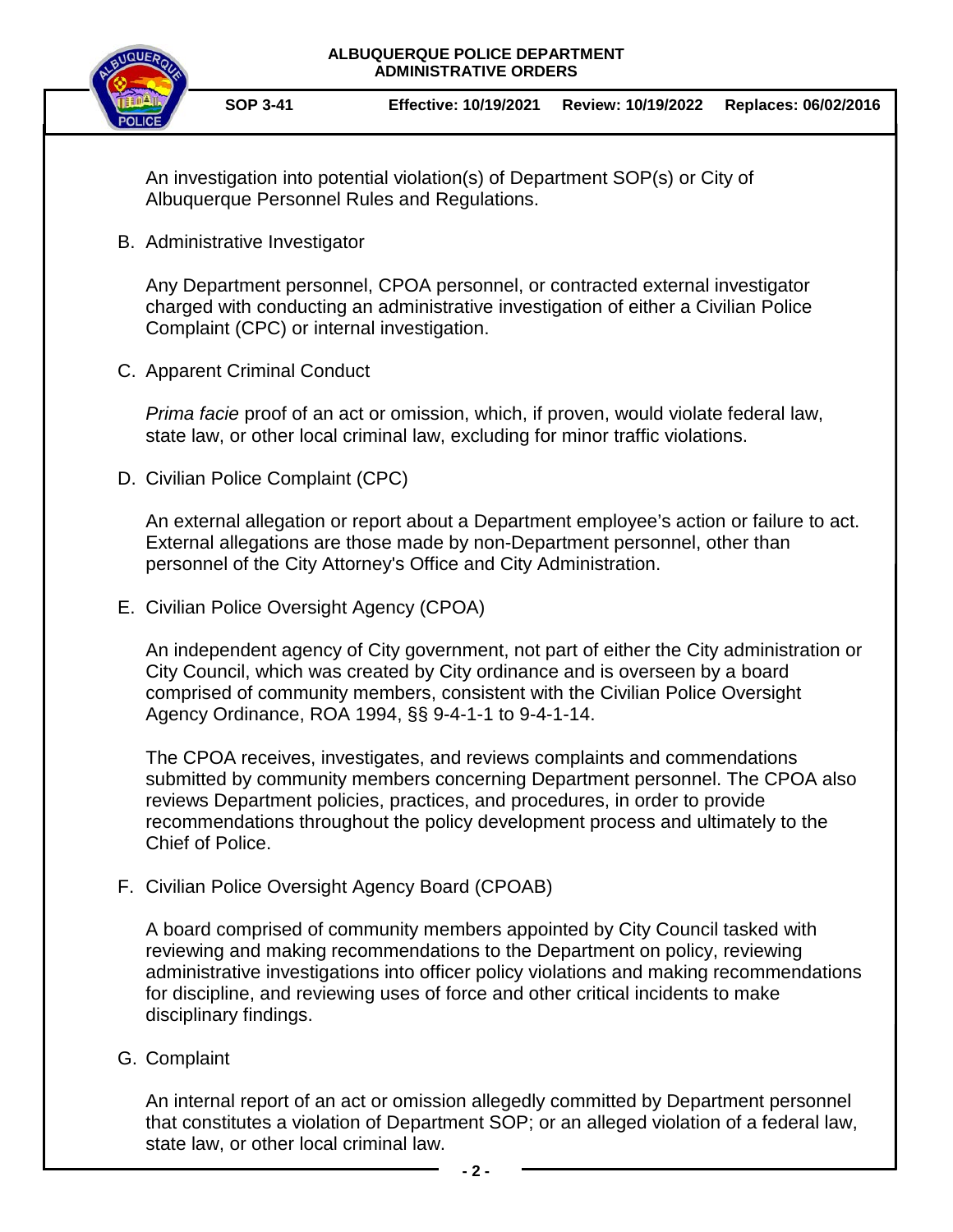An investigation into potential violation(s) of Department SOP(s) or City of Albuquerque Personnel Rules and Regulations.

B. Administrative Investigator

Any Department personnel, CPOA personnel, or contracted external investigator charged with conducting an administrative investigation of either a Civilian Police Complaint (CPC) or internal investigation.

C. Apparent Criminal Conduct

*Prima facie* proof of an act or omission, which, if proven, would violate federal law, state law, or other local criminal law, excluding for minor traffic violations.

D. Civilian Police Complaint (CPC)

An external allegation or report about a Department employee's action or failure to act. External allegations are those made by non-Department personnel, other than personnel of the City Attorney's Office and City Administration.

E. Civilian Police Oversight Agency (CPOA)

An independent agency of City government, not part of either the City administration or City Council, which was created by City ordinance and is overseen by a board comprised of community members, consistent with the Civilian Police Oversight Agency Ordinance, ROA 1994, §§ 9-4-1-1 to 9-4-1-14.

The CPOA receives, investigates, and reviews complaints and commendations submitted by community members concerning Department personnel. The CPOA also reviews Department policies, practices, and procedures, in order to provide recommendations throughout the policy development process and ultimately to the Chief of Police.

F. Civilian Police Oversight Agency Board (CPOAB)

A board comprised of community members appointed by City Council tasked with reviewing and making recommendations to the Department on policy, reviewing administrative investigations into officer policy violations and making recommendations for discipline, and reviewing uses of force and other critical incidents to make disciplinary findings.

G. Complaint

An internal report of an act or omission allegedly committed by Department personnel that constitutes a violation of Department SOP; or an alleged violation of a federal law, state law, or other local criminal law.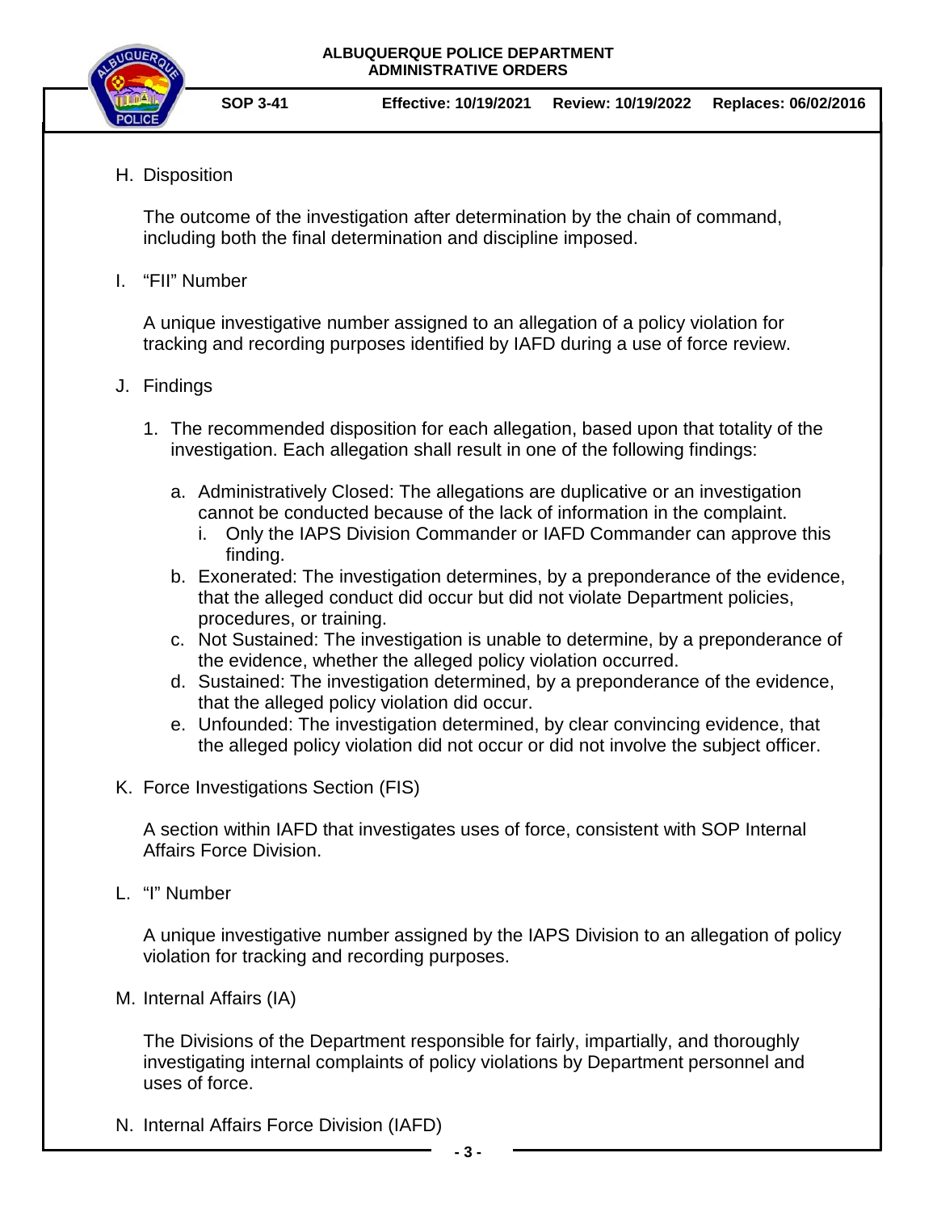H. Disposition

The outcome of the investigation after determination by the chain of command, including both the final determination and discipline imposed.

I. "FII" Number

A unique investigative number assigned to an allegation of a policy violation for tracking and recording purposes identified by IAFD during a use of force review.

J. Findings

1. The recommended disposition for each allegation, based upon that totality of the investigation. Each allegation shall result in one of the following findings:

   a. Administratively Closed: The allegations are duplicative or an investigation cannot be conducted because of the lack of information in the complaint.
      i. Only the IAPS Division Commander or IAFD Commander can approve this finding.
   b. Exonerated: The investigation determines, by a preponderance of the evidence, that the alleged conduct did occur but did not violate Department policies, procedures, or training.
   c. Not Sustained: The investigation is unable to determine, by a preponderance of the evidence, whether the alleged policy violation occurred.
   d. Sustained: The investigation determined, by a preponderance of the evidence, that the alleged policy violation did occur.
   e. Unfounded: The investigation determined, by clear convincing evidence, that the alleged policy violation did not occur or did not involve the subject officer.

K. Force Investigations Section (FIS)

A section within IAFD that investigates uses of force, consistent with SOP Internal Affairs Force Division.

L. "I" Number

A unique investigative number assigned by the IAPS Division to an allegation of policy violation for tracking and recording purposes.

M. Internal Affairs (IA)

The Divisions of the Department responsible for fairly, impartially, and thoroughly investigating internal complaints of policy violations by Department personnel and uses of force.

N. Internal Affairs Force Division (IAFD)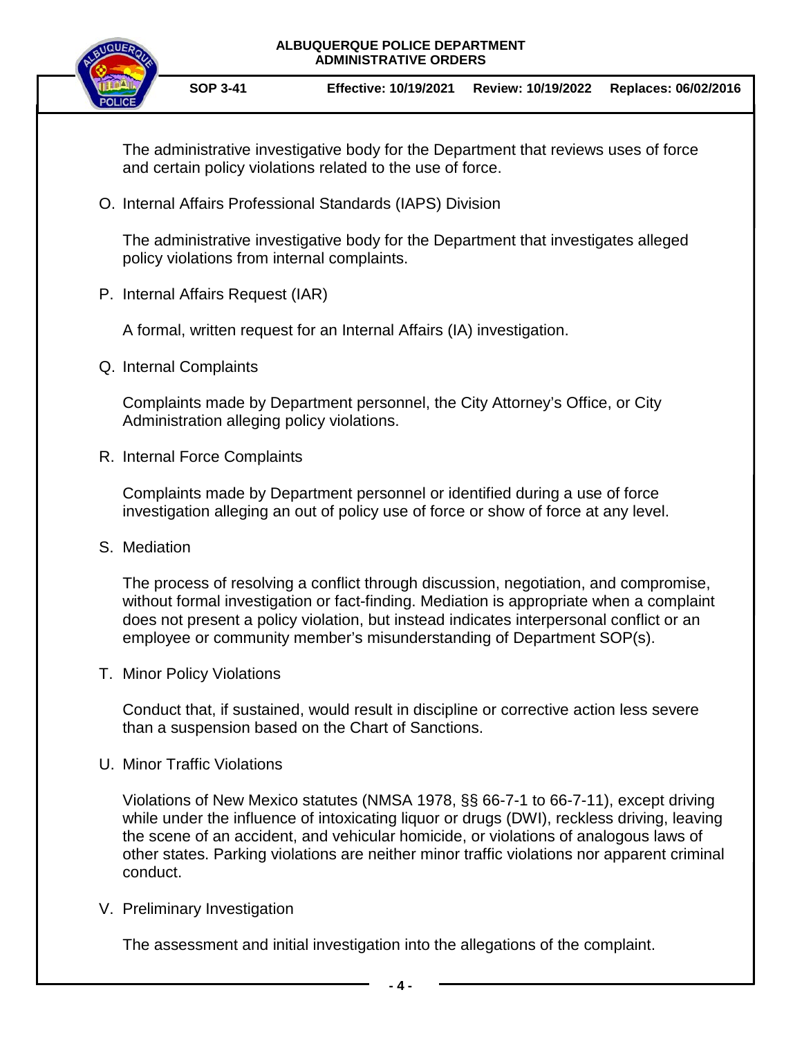The administrative investigative body for the Department that reviews uses of force and certain policy violations related to the use of force.

O. Internal Affairs Professional Standards (IAPS) Division

   The administrative investigative body for the Department that investigates alleged policy violations from internal complaints.

P. Internal Affairs Request (IAR)

   A formal, written request for an Internal Affairs (IA) investigation.

Q. Internal Complaints

   Complaints made by Department personnel, the City Attorney's Office, or City Administration alleging policy violations.

R. Internal Force Complaints

   Complaints made by Department personnel or identified during a use of force investigation alleging an out of policy use of force or show of force at any level.

S. Mediation

   The process of resolving a conflict through discussion, negotiation, and compromise, without formal investigation or fact-finding. Mediation is appropriate when a complaint does not present a policy violation, but instead indicates interpersonal conflict or an employee or community member's misunderstanding of Department SOP(s).

T. Minor Policy Violations

   Conduct that, if sustained, would result in discipline or corrective action less severe than a suspension based on the Chart of Sanctions.

U. Minor Traffic Violations

   Violations of New Mexico statutes (NMSA 1978, §§ 66-7-1 to 66-7-11), except driving while under the influence of intoxicating liquor or drugs (DWI), reckless driving, leaving the scene of an accident, and vehicular homicide, or violations of analogous laws of other states. Parking violations are neither minor traffic violations nor apparent criminal conduct.

V. Preliminary Investigation

   The assessment and initial investigation into the allegations of the complaint.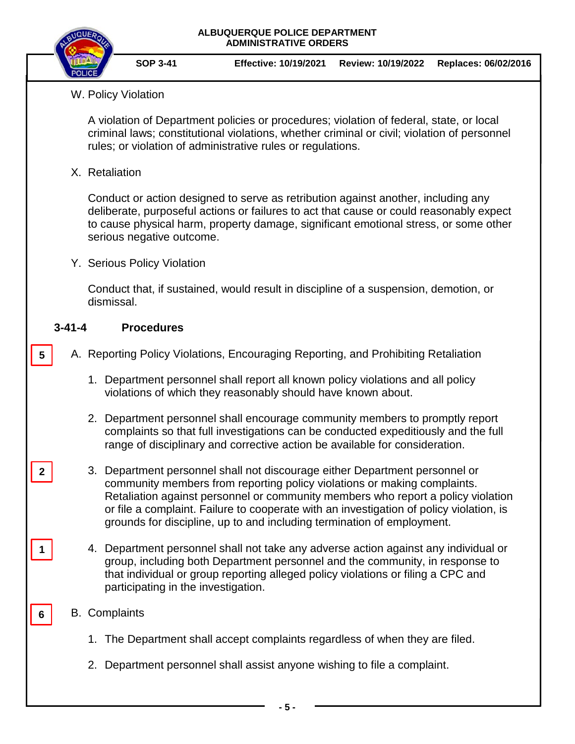W. Policy Violation

A violation of Department policies or procedures; violation of federal, state, or local criminal laws; constitutional violations, whether criminal or civil; violation of personnel rules; or violation of administrative rules or regulations.

X. Retaliation

Conduct or action designed to serve as retribution against another, including any deliberate, purposeful actions or failures to act that cause or could reasonably expect to cause physical harm, property damage, significant emotional stress, or some other serious negative outcome.

Y. Serious Policy Violation

Conduct that, if sustained, would result in discipline of a suspension, demotion, or dismissal.

## 3-41-4 Procedures

5

A. Reporting Policy Violations, Encouraging Reporting, and Prohibiting Retaliation

1. Department personnel shall report all known policy violations and all policy violations of which they reasonably should have known about.

2. Department personnel shall encourage community members to promptly report complaints so that full investigations can be conducted expeditiously and the full range of disciplinary and corrective action be available for consideration.

2

3. Department personnel shall not discourage either Department personnel or community members from reporting policy violations or making complaints. Retaliation against personnel or community members who report a policy violation or file a complaint. Failure to cooperate with an investigation of policy violation, is grounds for discipline, up to and including termination of employment.

1

4. Department personnel shall not take any adverse action against any individual or group, including both Department personnel and the community, in response to that individual or group reporting alleged policy violations or filing a CPC and participating in the investigation.

6

B. Complaints

1. The Department shall accept complaints regardless of when they are filed.

2. Department personnel shall assist anyone wishing to file a complaint.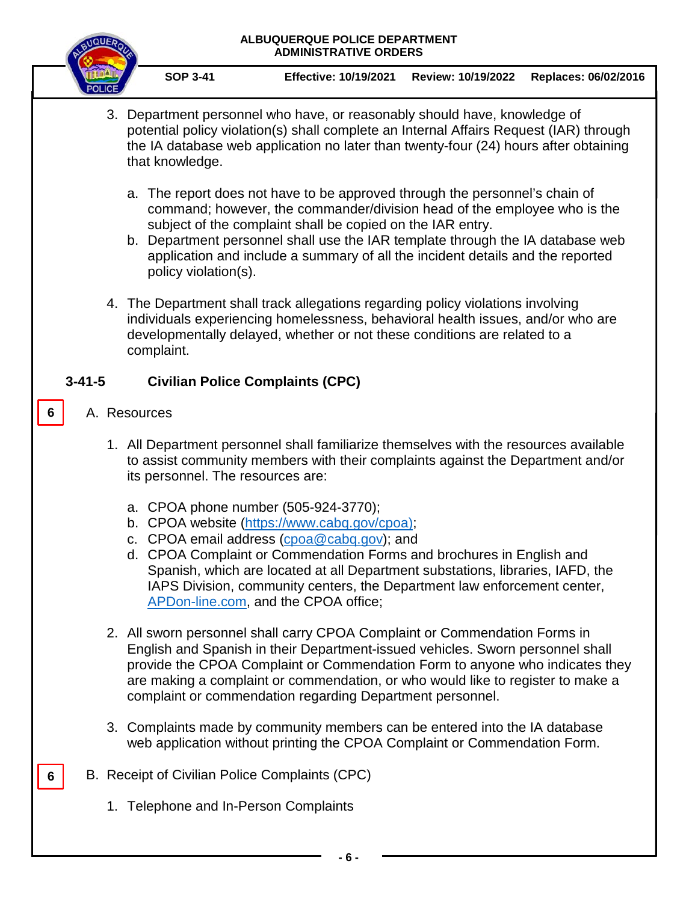3. Department personnel who have, or reasonably should have, knowledge of potential policy violation(s) shall complete an Internal Affairs Request (IAR) through the IA database web application no later than twenty-four (24) hours after obtaining that knowledge.

   a. The report does not have to be approved through the personnel's chain of command; however, the commander/division head of the employee who is the subject of the complaint shall be copied on the IAR entry.
   b. Department personnel shall use the IAR template through the IA database web application and include a summary of all the incident details and the reported policy violation(s).

4. The Department shall track allegations regarding policy violations involving individuals experiencing homelessness, behavioral health issues, and/or who are developmentally delayed, whether or not these conditions are related to a complaint.

## 3-41-5 Civilian Police Complaints (CPC)

6

A. Resources

1. All Department personnel shall familiarize themselves with the resources available to assist community members with their complaints against the Department and/or its personnel. The resources are:

   a. CPOA phone number (505-924-3770);
   b. CPOA website (https://www.cabq.gov/cpoa);
   c. CPOA email address (cpoa@cabq.gov); and
   d. CPOA Complaint or Commendation Forms and brochures in English and Spanish, which are located at all Department substations, libraries, IAFD, the IAPS Division, community centers, the Department law enforcement center, APDon-line.com, and the CPOA office;

2. All sworn personnel shall carry CPOA Complaint or Commendation Forms in English and Spanish in their Department-issued vehicles. Sworn personnel shall provide the CPOA Complaint or Commendation Form to anyone who indicates they are making a complaint or commendation, or who would like to register to make a complaint or commendation regarding Department personnel.

3. Complaints made by community members can be entered into the IA database web application without printing the CPOA Complaint or Commendation Form.

6

B. Receipt of Civilian Police Complaints (CPC)

1. Telephone and In-Person Complaints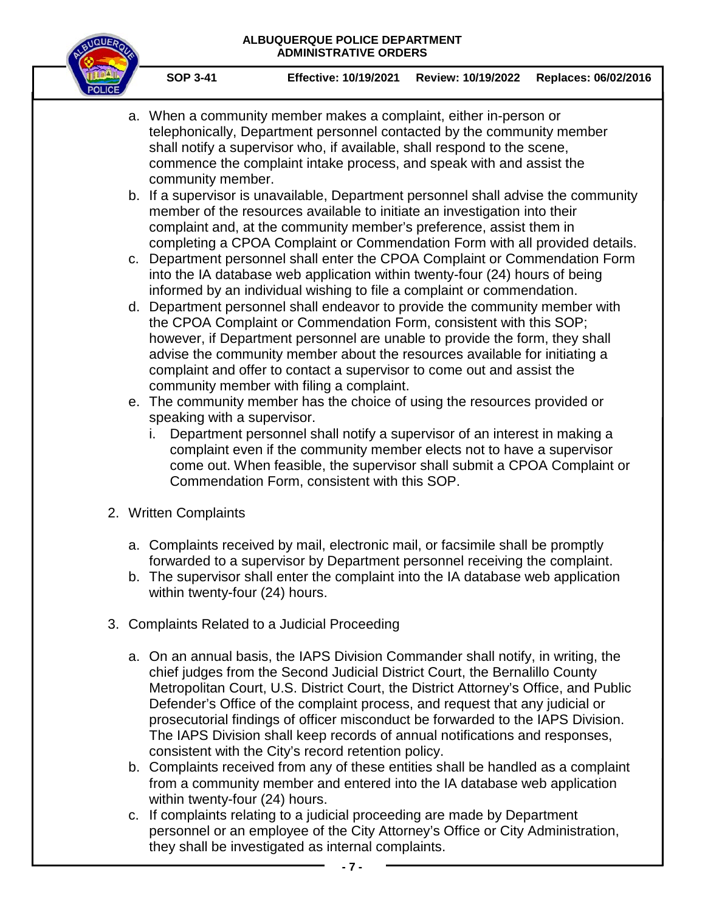a. When a community member makes a complaint, either in-person or telephonically, Department personnel contacted by the community member shall notify a supervisor who, if available, shall respond to the scene, commence the complaint intake process, and speak with and assist the community member.
b. If a supervisor is unavailable, Department personnel shall advise the community member of the resources available to initiate an investigation into their complaint and, at the community member's preference, assist them in completing a CPOA Complaint or Commendation Form with all provided details.
c. Department personnel shall enter the CPOA Complaint or Commendation Form into the IA database web application within twenty-four (24) hours of being informed by an individual wishing to file a complaint or commendation.
d. Department personnel shall endeavor to provide the community member with the CPOA Complaint or Commendation Form, consistent with this SOP; however, if Department personnel are unable to provide the form, they shall advise the community member about the resources available for initiating a complaint and offer to contact a supervisor to come out and assist the community member with filing a complaint.
e. The community member has the choice of using the resources provided or speaking with a supervisor.
   i. Department personnel shall notify a supervisor of an interest in making a complaint even if the community member elects not to have a supervisor come out. When feasible, the supervisor shall submit a CPOA Complaint or Commendation Form, consistent with this SOP.

2. Written Complaints

   a. Complaints received by mail, electronic mail, or facsimile shall be promptly forwarded to a supervisor by Department personnel receiving the complaint.
   b. The supervisor shall enter the complaint into the IA database web application within twenty-four (24) hours.

3. Complaints Related to a Judicial Proceeding

   a. On an annual basis, the IAPS Division Commander shall notify, in writing, the chief judges from the Second Judicial District Court, the Bernalillo County Metropolitan Court, U.S. District Court, the District Attorney's Office, and Public Defender's Office of the complaint process, and request that any judicial or prosecutorial findings of officer misconduct be forwarded to the IAPS Division. The IAPS Division shall keep records of annual notifications and responses, consistent with the City's record retention policy.
   b. Complaints received from any of these entities shall be handled as a complaint from a community member and entered into the IA database web application within twenty-four (24) hours.
   c. If complaints relating to a judicial proceeding are made by Department personnel or an employee of the City Attorney's Office or City Administration, they shall be investigated as internal complaints.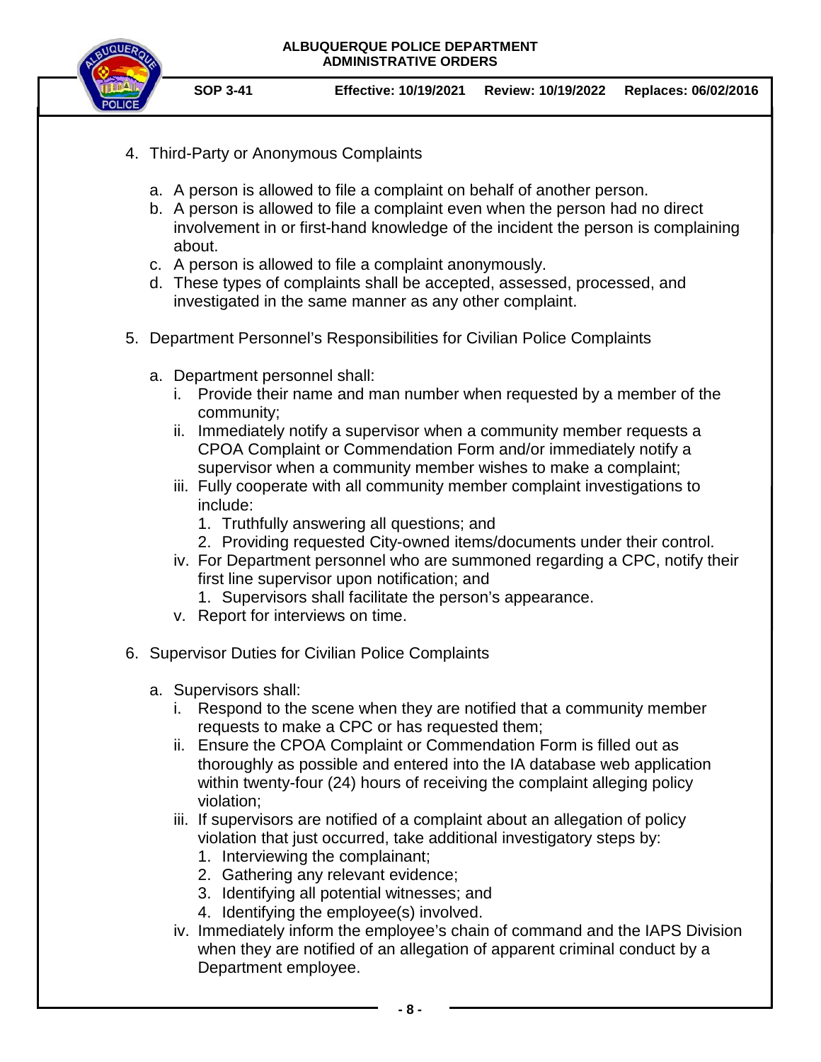4. Third-Party or Anonymous Complaints

   a. A person is allowed to file a complaint on behalf of another person.
   b. A person is allowed to file a complaint even when the person had no direct involvement in or first-hand knowledge of the incident the person is complaining about.
   c. A person is allowed to file a complaint anonymously.
   d. These types of complaints shall be accepted, assessed, processed, and investigated in the same manner as any other complaint.

5. Department Personnel's Responsibilities for Civilian Police Complaints

   a. Department personnel shall:
      i. Provide their name and man number when requested by a member of the community;
      ii. Immediately notify a supervisor when a community member requests a CPOA Complaint or Commendation Form and/or immediately notify a supervisor when a community member wishes to make a complaint;
      iii. Fully cooperate with all community member complaint investigations to include:
         1. Truthfully answering all questions; and
         2. Providing requested City-owned items/documents under their control.
      iv. For Department personnel who are summoned regarding a CPC, notify their first line supervisor upon notification; and
         1. Supervisors shall facilitate the person's appearance.
      v. Report for interviews on time.

6. Supervisor Duties for Civilian Police Complaints

   a. Supervisors shall:
      i. Respond to the scene when they are notified that a community member requests to make a CPC or has requested them;
      ii. Ensure the CPOA Complaint or Commendation Form is filled out as thoroughly as possible and entered into the IA database web application within twenty-four (24) hours of receiving the complaint alleging policy violation;
      iii. If supervisors are notified of a complaint about an allegation of policy violation that just occurred, take additional investigatory steps by:
         1. Interviewing the complainant;
         2. Gathering any relevant evidence;
         3. Identifying all potential witnesses; and
         4. Identifying the employee(s) involved.
      iv. Immediately inform the employee's chain of command and the IAPS Division when they are notified of an allegation of apparent criminal conduct by a Department employee.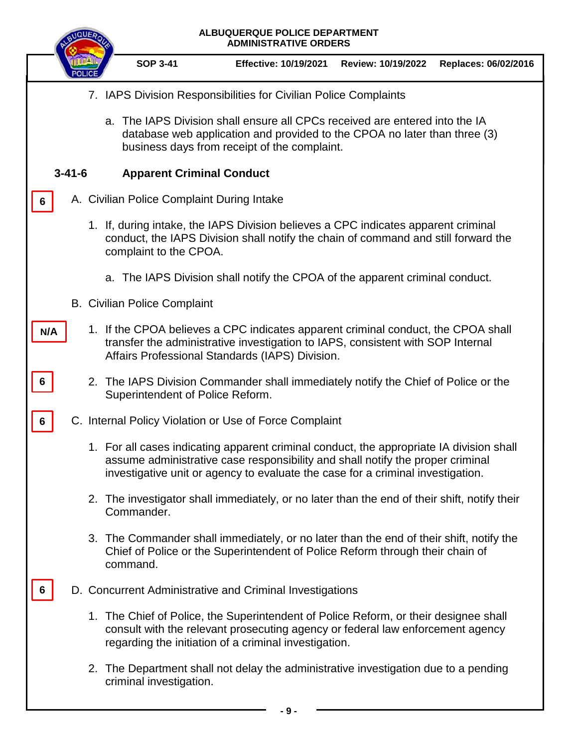7. IAPS Division Responsibilities for Civilian Police Complaints

   a. The IAPS Division shall ensure all CPCs received are entered into the IA database web application and provided to the CPOA no later than three (3) business days from receipt of the complaint.

## 3-41-6 Apparent Criminal Conduct

6

A. Civilian Police Complaint During Intake

   1. If, during intake, the IAPS Division believes a CPC indicates apparent criminal conduct, the IAPS Division shall notify the chain of command and still forward the complaint to the CPOA.

      a. The IAPS Division shall notify the CPOA of the apparent criminal conduct.

B. Civilian Police Complaint

N/A

   1. If the CPOA believes a CPC indicates apparent criminal conduct, the CPOA shall transfer the administrative investigation to IAPS, consistent with SOP Internal Affairs Professional Standards (IAPS) Division.

6

   2. The IAPS Division Commander shall immediately notify the Chief of Police or the Superintendent of Police Reform.

6

C. Internal Policy Violation or Use of Force Complaint

   1. For all cases indicating apparent criminal conduct, the appropriate IA division shall assume administrative case responsibility and shall notify the proper criminal investigative unit or agency to evaluate the case for a criminal investigation.

   2. The investigator shall immediately, or no later than the end of their shift, notify their Commander.

   3. The Commander shall immediately, or no later than the end of their shift, notify the Chief of Police or the Superintendent of Police Reform through their chain of command.

6

D. Concurrent Administrative and Criminal Investigations

   1. The Chief of Police, the Superintendent of Police Reform, or their designee shall consult with the relevant prosecuting agency or federal law enforcement agency regarding the initiation of a criminal investigation.

   2. The Department shall not delay the administrative investigation due to a pending criminal investigation.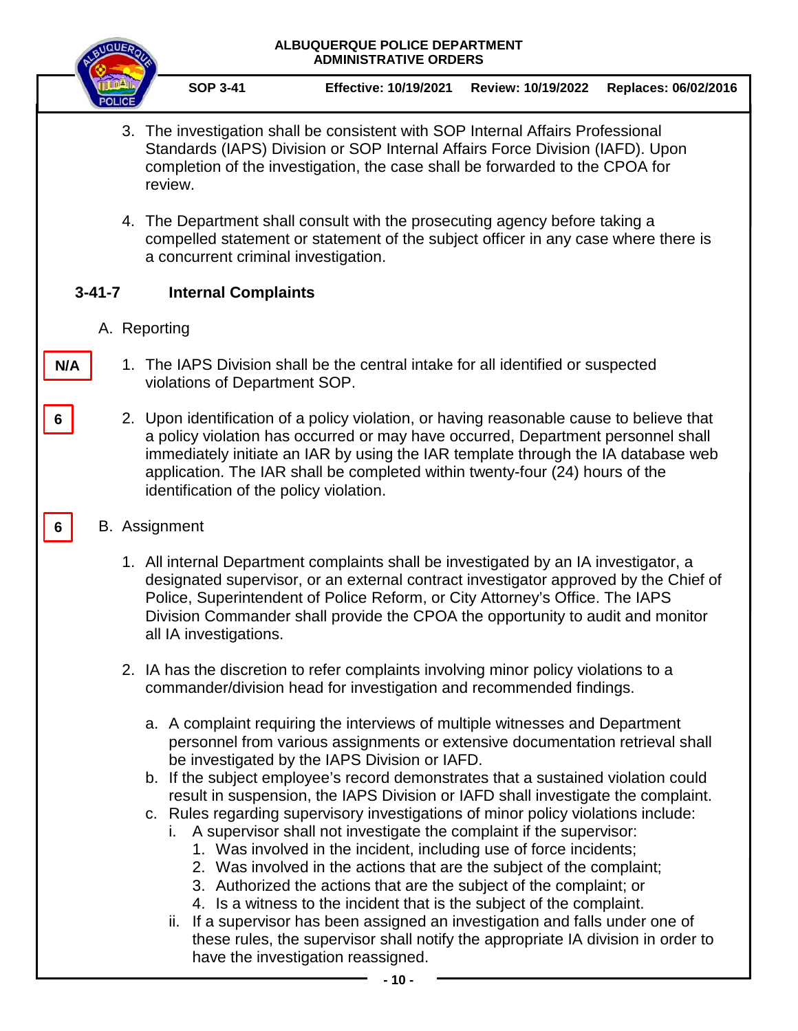3. The investigation shall be consistent with SOP Internal Affairs Professional Standards (IAPS) Division or SOP Internal Affairs Force Division (IAFD). Upon completion of the investigation, the case shall be forwarded to the CPOA for review.

4. The Department shall consult with the prosecuting agency before taking a compelled statement or statement of the subject officer in any case where there is a concurrent criminal investigation.

## 3-41-7 Internal Complaints

A. Reporting

N/A

1. The IAPS Division shall be the central intake for all identified or suspected violations of Department SOP.

6

2. Upon identification of a policy violation, or having reasonable cause to believe that a policy violation has occurred or may have occurred, Department personnel shall immediately initiate an IAR by using the IAR template through the IA database web application. The IAR shall be completed within twenty-four (24) hours of the identification of the policy violation.

6

B. Assignment

1. All internal Department complaints shall be investigated by an IA investigator, a designated supervisor, or an external contract investigator approved by the Chief of Police, Superintendent of Police Reform, or City Attorney's Office. The IAPS Division Commander shall provide the CPOA the opportunity to audit and monitor all IA investigations.

2. IA has the discretion to refer complaints involving minor policy violations to a commander/division head for investigation and recommended findings.

   a. A complaint requiring the interviews of multiple witnesses and Department personnel from various assignments or extensive documentation retrieval shall be investigated by the IAPS Division or IAFD.
   b. If the subject employee's record demonstrates that a sustained violation could result in suspension, the IAPS Division or IAFD shall investigate the complaint.
   c. Rules regarding supervisory investigations of minor policy violations include:
      i. A supervisor shall not investigate the complaint if the supervisor:
         1. Was involved in the incident, including use of force incidents;
         2. Was involved in the actions that are the subject of the complaint;
         3. Authorized the actions that are the subject of the complaint; or
         4. Is a witness to the incident that is the subject of the complaint.
      ii. If a supervisor has been assigned an investigation and falls under one of these rules, the supervisor shall notify the appropriate IA division in order to have the investigation reassigned.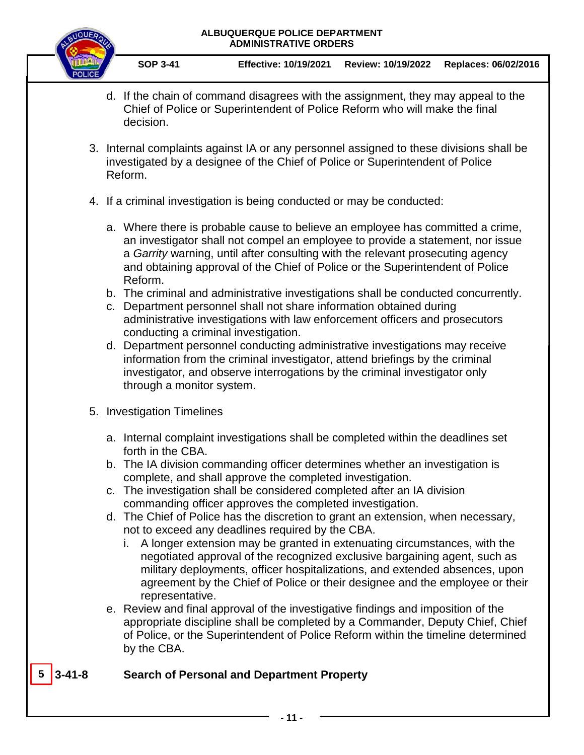d. If the chain of command disagrees with the assignment, they may appeal to the Chief of Police or Superintendent of Police Reform who will make the final decision.

3. Internal complaints against IA or any personnel assigned to these divisions shall be investigated by a designee of the Chief of Police or Superintendent of Police Reform.

4. If a criminal investigation is being conducted or may be conducted:

   a. Where there is probable cause to believe an employee has committed a crime, an investigator shall not compel an employee to provide a statement, nor issue a *Garrity* warning, until after consulting with the relevant prosecuting agency and obtaining approval of the Chief of Police or the Superintendent of Police Reform.
   b. The criminal and administrative investigations shall be conducted concurrently.
   c. Department personnel shall not share information obtained during administrative investigations with law enforcement officers and prosecutors conducting a criminal investigation.
   d. Department personnel conducting administrative investigations may receive information from the criminal investigator, attend briefings by the criminal investigator, and observe interrogations by the criminal investigator only through a monitor system.

5. Investigation Timelines

   a. Internal complaint investigations shall be completed within the deadlines set forth in the CBA.
   b. The IA division commanding officer determines whether an investigation is complete, and shall approve the completed investigation.
   c. The investigation shall be considered completed after an IA division commanding officer approves the completed investigation.
   d. The Chief of Police has the discretion to grant an extension, when necessary, not to exceed any deadlines required by the CBA.
      i. A longer extension may be granted in extenuating circumstances, with the negotiated approval of the recognized exclusive bargaining agent, such as military deployments, officer hospitalizations, and extended absences, upon agreement by the Chief of Police or their designee and the employee or their representative.
   e. Review and final approval of the investigative findings and imposition of the appropriate discipline shall be completed by a Commander, Deputy Chief, Chief of Police, or the Superintendent of Police Reform within the timeline determined by the CBA.

## 5 3-41-8 Search of Personal and Department Property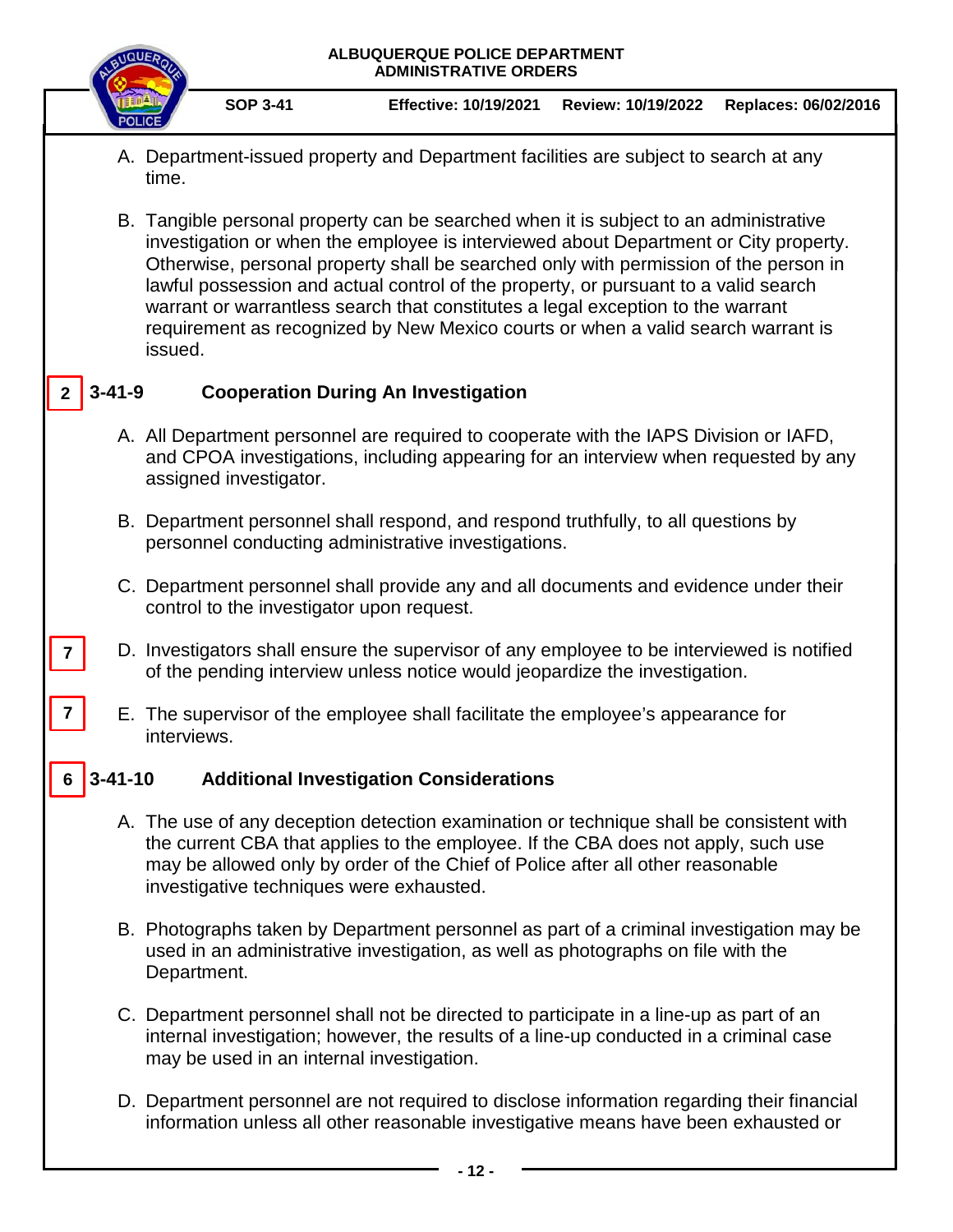A. Department-issued property and Department facilities are subject to search at any time.

B. Tangible personal property can be searched when it is subject to an administrative investigation or when the employee is interviewed about Department or City property. Otherwise, personal property shall be searched only with permission of the person in lawful possession and actual control of the property, or pursuant to a valid search warrant or warrantless search that constitutes a legal exception to the warrant requirement as recognized by New Mexico courts or when a valid search warrant is issued.

## 2 3-41-9 Cooperation During An Investigation

A. All Department personnel are required to cooperate with the IAPS Division or IAFD, and CPOA investigations, including appearing for an interview when requested by any assigned investigator.

B. Department personnel shall respond, and respond truthfully, to all questions by personnel conducting administrative investigations.

C. Department personnel shall provide any and all documents and evidence under their control to the investigator upon request.

7 D. Investigators shall ensure the supervisor of any employee to be interviewed is notified of the pending interview unless notice would jeopardize the investigation.

7 E. The supervisor of the employee shall facilitate the employee's appearance for interviews.

## 6 3-41-10 Additional Investigation Considerations

A. The use of any deception detection examination or technique shall be consistent with the current CBA that applies to the employee. If the CBA does not apply, such use may be allowed only by order of the Chief of Police after all other reasonable investigative techniques were exhausted.

B. Photographs taken by Department personnel as part of a criminal investigation may be used in an administrative investigation, as well as photographs on file with the Department.

C. Department personnel shall not be directed to participate in a line-up as part of an internal investigation; however, the results of a line-up conducted in a criminal case may be used in an internal investigation.

D. Department personnel are not required to disclose information regarding their financial information unless all other reasonable investigative means have been exhausted or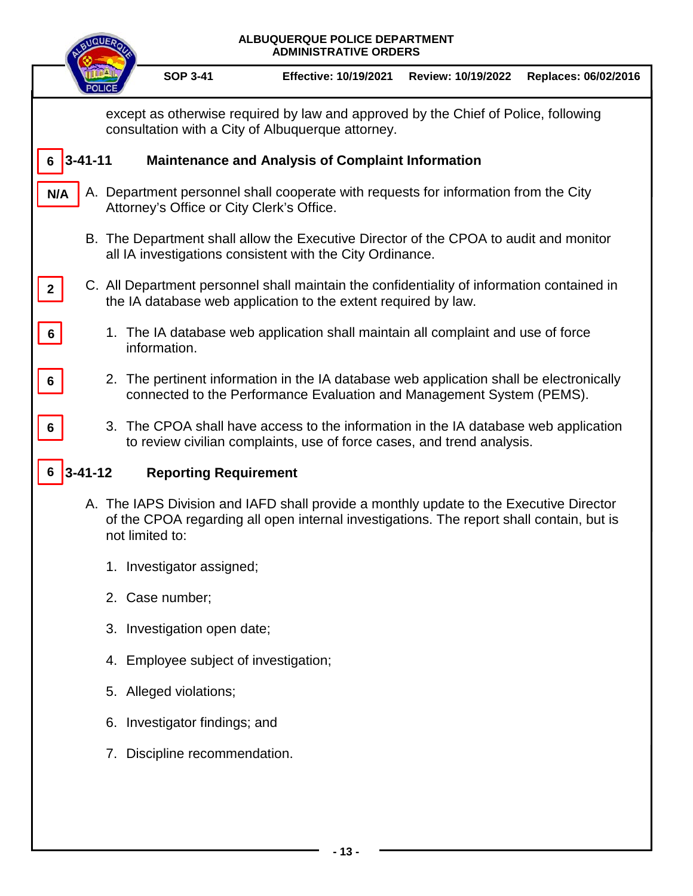except as otherwise required by law and approved by the Chief of Police, following consultation with a City of Albuquerque attorney.

## 6 3-41-11 Maintenance and Analysis of Complaint Information

N/A A. Department personnel shall cooperate with requests for information from the City Attorney's Office or City Clerk's Office.

B. The Department shall allow the Executive Director of the CPOA to audit and monitor all IA investigations consistent with the City Ordinance.

2 C. All Department personnel shall maintain the confidentiality of information contained in the IA database web application to the extent required by law.

6 1. The IA database web application shall maintain all complaint and use of force information.

6 2. The pertinent information in the IA database web application shall be electronically connected to the Performance Evaluation and Management System (PEMS).

6 3. The CPOA shall have access to the information in the IA database web application to review civilian complaints, use of force cases, and trend analysis.

## 6 3-41-12 Reporting Requirement

A. The IAPS Division and IAFD shall provide a monthly update to the Executive Director of the CPOA regarding all open internal investigations. The report shall contain, but is not limited to:

1. Investigator assigned;
2. Case number;
3. Investigation open date;
4. Employee subject of investigation;
5. Alleged violations;
6. Investigator findings; and
7. Discipline recommendation.